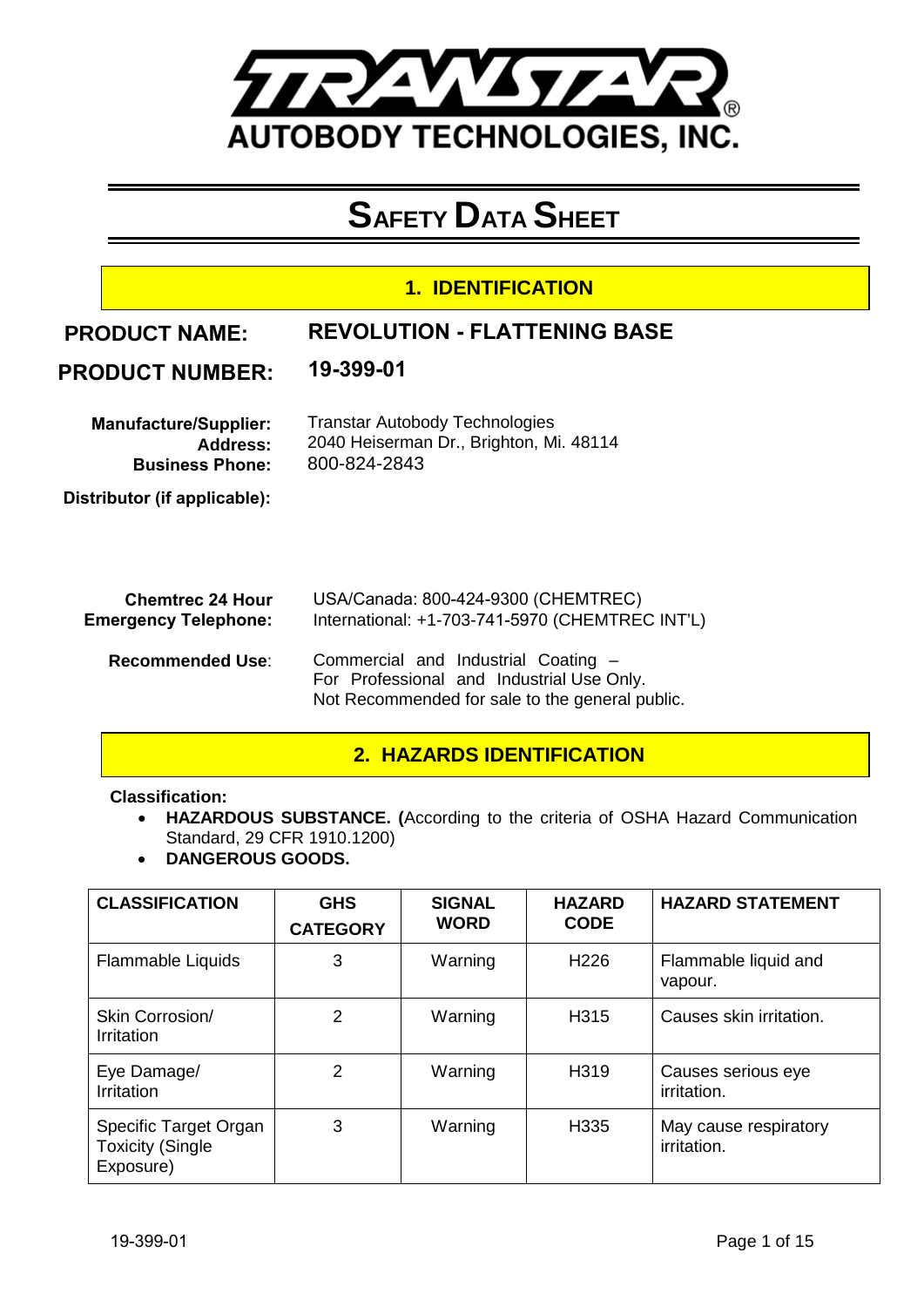TRANSTAR®
AUTOBODY TECHNOLOGIES, INC.

# SAFETY DATA SHEET

## 1. IDENTIFICATION

**PRODUCT NAME:** **REVOLUTION - FLATTENING BASE**

**PRODUCT NUMBER:** **19-399-01**

**Manufacture/Supplier:** Transtar Autobody Technologies
**Address:** 2040 Heiserman Dr., Brighton, Mi. 48114
**Business Phone:** 800-824-2843

**Distributor (if applicable):**

**Chemtrec 24 Hour Emergency Telephone:** USA/Canada: 800-424-9300 (CHEMTREC)
International: +1-703-741-5970 (CHEMTREC INT'L)

**Recommended Use:** Commercial and Industrial Coating – For Professional and Industrial Use Only. Not Recommended for sale to the general public.

## 2. HAZARDS IDENTIFICATION

**Classification:**

- **HAZARDOUS SUBSTANCE. (**According to the criteria of OSHA Hazard Communication Standard, 29 CFR 1910.1200)
- **DANGEROUS GOODS.**

| CLASSIFICATION | GHS CATEGORY | SIGNAL WORD | HAZARD CODE | HAZARD STATEMENT |
|---|---|---|---|---|
| Flammable Liquids | 3 | Warning | H226 | Flammable liquid and vapour. |
| Skin Corrosion/ Irritation | 2 | Warning | H315 | Causes skin irritation. |
| Eye Damage/ Irritation | 2 | Warning | H319 | Causes serious eye irritation. |
| Specific Target Organ Toxicity (Single Exposure) | 3 | Warning | H335 | May cause respiratory irritation. |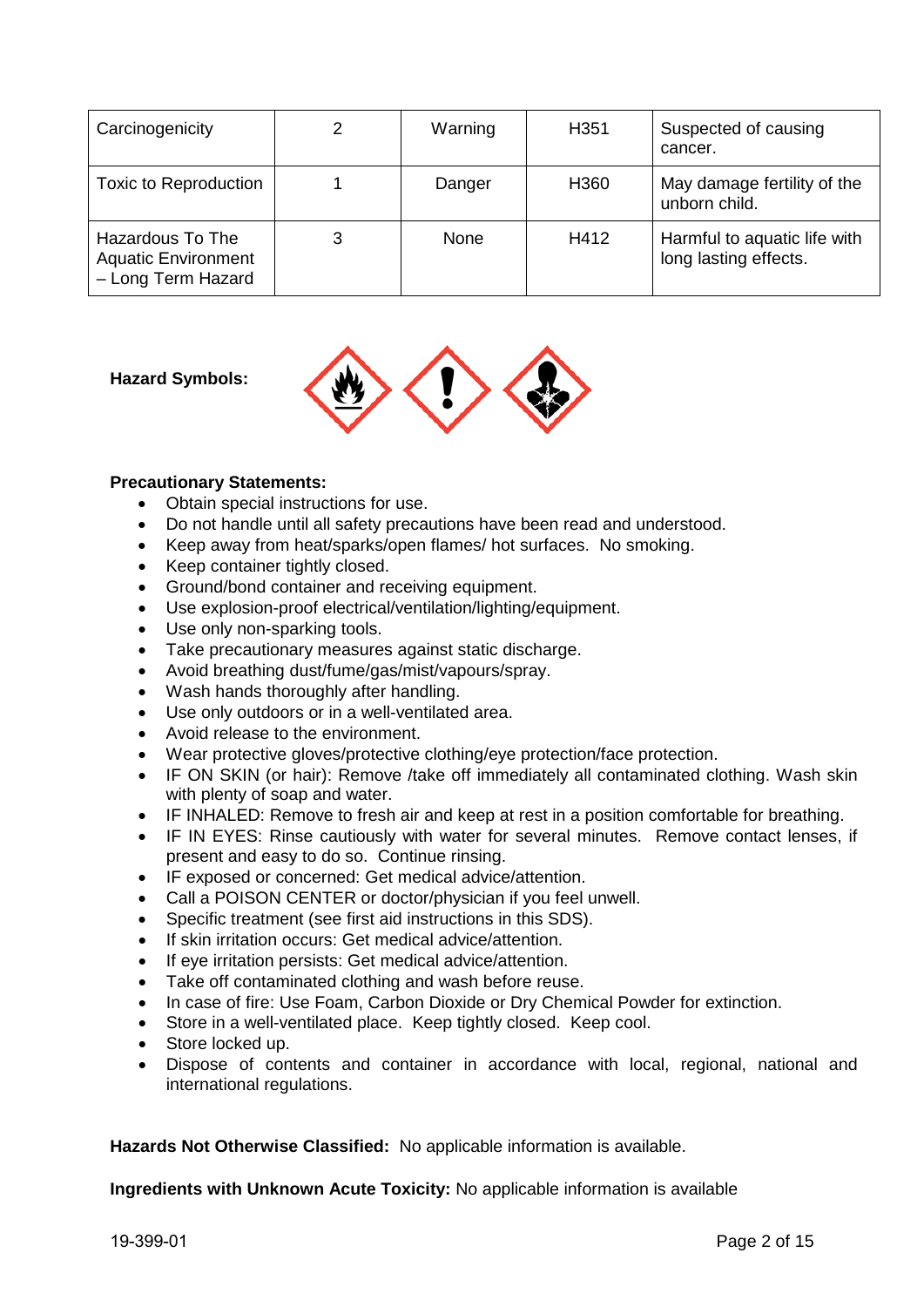| Carcinogenicity | 2 | Warning | H351 | Suspected of causing cancer. |
|---|---|---|---|---|
| Toxic to Reproduction | 1 | Danger | H360 | May damage fertility of the unborn child. |
| Hazardous To The Aquatic Environment – Long Term Hazard | 3 | None | H412 | Harmful to aquatic life with long lasting effects. |

**Hazard Symbols:**

**Precautionary Statements:**

- Obtain special instructions for use.
- Do not handle until all safety precautions have been read and understood.
- Keep away from heat/sparks/open flames/ hot surfaces. No smoking.
- Keep container tightly closed.
- Ground/bond container and receiving equipment.
- Use explosion-proof electrical/ventilation/lighting/equipment.
- Use only non-sparking tools.
- Take precautionary measures against static discharge.
- Avoid breathing dust/fume/gas/mist/vapours/spray.
- Wash hands thoroughly after handling.
- Use only outdoors or in a well-ventilated area.
- Avoid release to the environment.
- Wear protective gloves/protective clothing/eye protection/face protection.
- IF ON SKIN (or hair): Remove /take off immediately all contaminated clothing. Wash skin with plenty of soap and water.
- IF INHALED: Remove to fresh air and keep at rest in a position comfortable for breathing.
- IF IN EYES: Rinse cautiously with water for several minutes. Remove contact lenses, if present and easy to do so. Continue rinsing.
- IF exposed or concerned: Get medical advice/attention.
- Call a POISON CENTER or doctor/physician if you feel unwell.
- Specific treatment (see first aid instructions in this SDS).
- If skin irritation occurs: Get medical advice/attention.
- If eye irritation persists: Get medical advice/attention.
- Take off contaminated clothing and wash before reuse.
- In case of fire: Use Foam, Carbon Dioxide or Dry Chemical Powder for extinction.
- Store in a well-ventilated place. Keep tightly closed. Keep cool.
- Store locked up.
- Dispose of contents and container in accordance with local, regional, national and international regulations.

**Hazards Not Otherwise Classified:** No applicable information is available.

**Ingredients with Unknown Acute Toxicity:** No applicable information is available

19-399-01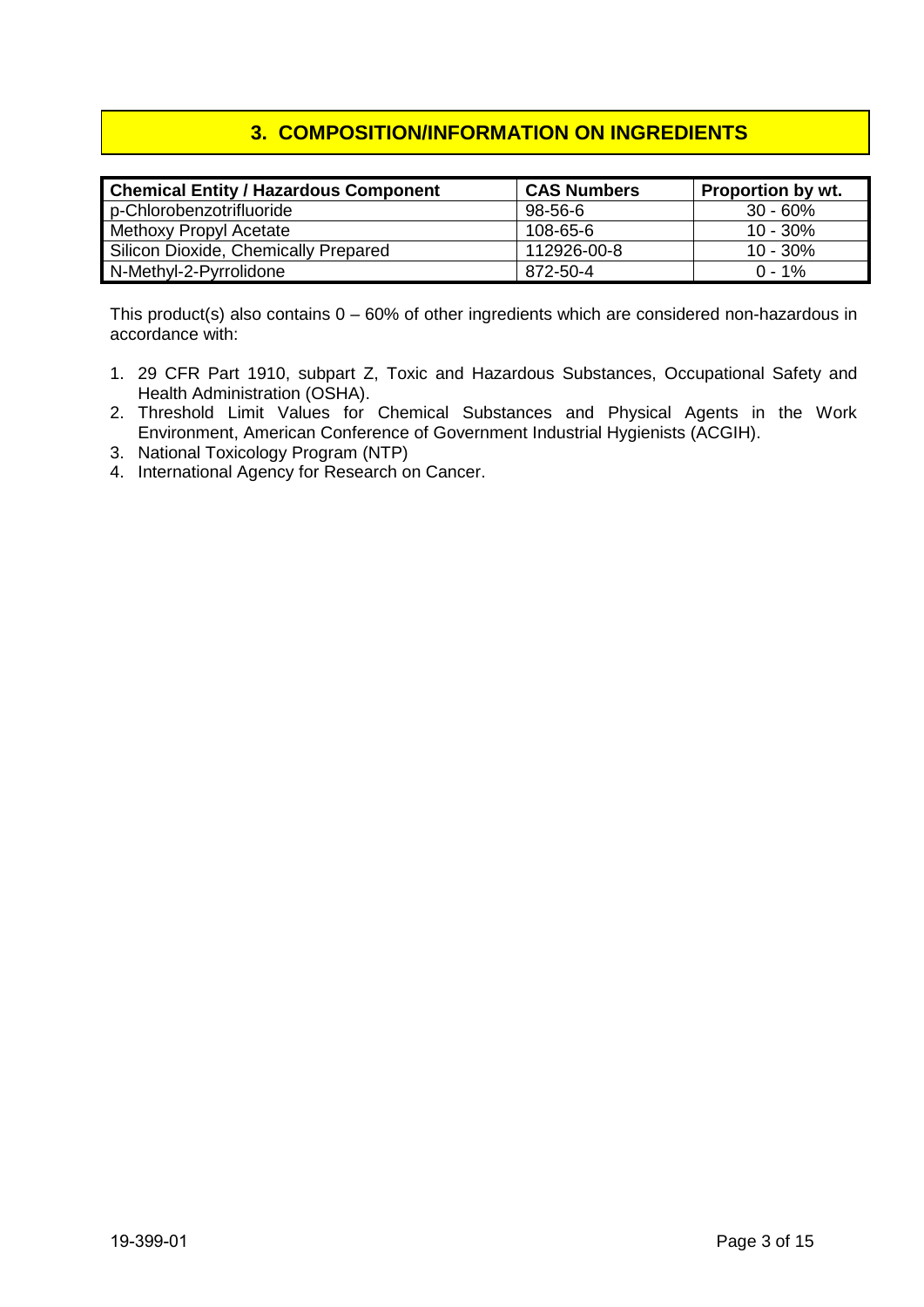## 3. COMPOSITION/INFORMATION ON INGREDIENTS

| Chemical Entity / Hazardous Component | CAS Numbers | Proportion by wt. |
| --- | --- | --- |
| p-Chlorobenzotrifluoride | 98-56-6 | 30 - 60% |
| Methoxy Propyl Acetate | 108-65-6 | 10 - 30% |
| Silicon Dioxide, Chemically Prepared | 112926-00-8 | 10 - 30% |
| N-Methyl-2-Pyrrolidone | 872-50-4 | 0 - 1% |

This product(s) also contains 0 – 60% of other ingredients which are considered non-hazardous in accordance with:

1. 29 CFR Part 1910, subpart Z, Toxic and Hazardous Substances, Occupational Safety and Health Administration (OSHA).
2. Threshold Limit Values for Chemical Substances and Physical Agents in the Work Environment, American Conference of Government Industrial Hygienists (ACGIH).
3. National Toxicology Program (NTP)
4. International Agency for Research on Cancer.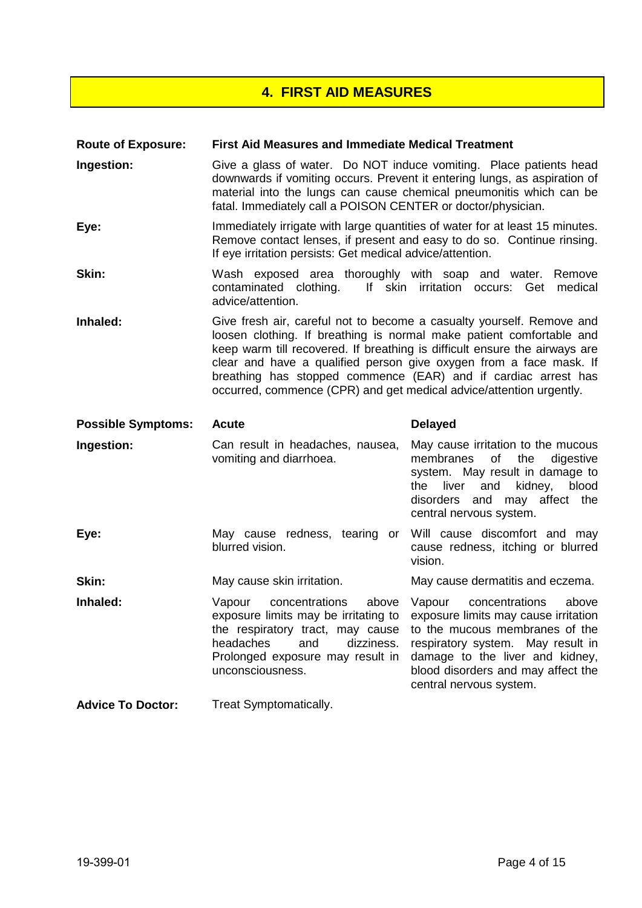## 4. FIRST AID MEASURES

| Route of Exposure: | First Aid Measures and Immediate Medical Treatment |
|---|---|
| **Ingestion:** | Give a glass of water. Do NOT induce vomiting. Place patients head downwards if vomiting occurs. Prevent it entering lungs, as aspiration of material into the lungs can cause chemical pneumonitis which can be fatal. Immediately call a POISON CENTER or doctor/physician. |
| **Eye:** | Immediately irrigate with large quantities of water for at least 15 minutes. Remove contact lenses, if present and easy to do so. Continue rinsing. If eye irritation persists: Get medical advice/attention. |
| **Skin:** | Wash exposed area thoroughly with soap and water. Remove contaminated clothing. If skin irritation occurs: Get medical advice/attention. |
| **Inhaled:** | Give fresh air, careful not to become a casualty yourself. Remove and loosen clothing. If breathing is normal make patient comfortable and keep warm till recovered. If breathing is difficult ensure the airways are clear and have a qualified person give oxygen from a face mask. If breathing has stopped commence (EAR) and if cardiac arrest has occurred, commence (CPR) and get medical advice/attention urgently. |

| Possible Symptoms: | Acute | Delayed |
|---|---|---|
| **Ingestion:** | Can result in headaches, nausea, vomiting and diarrhoea. | May cause irritation to the mucous membranes of the digestive system. May result in damage to the liver and kidney, blood disorders and may affect the central nervous system. |
| **Eye:** | May cause redness, tearing or blurred vision. | Will cause discomfort and may cause redness, itching or blurred vision. |
| **Skin:** | May cause skin irritation. | May cause dermatitis and eczema. |
| **Inhaled:** | Vapour concentrations above exposure limits may be irritating to the respiratory tract, may cause headaches and dizziness. Prolonged exposure may result in unconsciousness. | Vapour concentrations above exposure limits may cause irritation to the mucous membranes of the respiratory system. May result in damage to the liver and kidney, blood disorders and may affect the central nervous system. |

**Advice To Doctor:** Treat Symptomatically.

19-399-01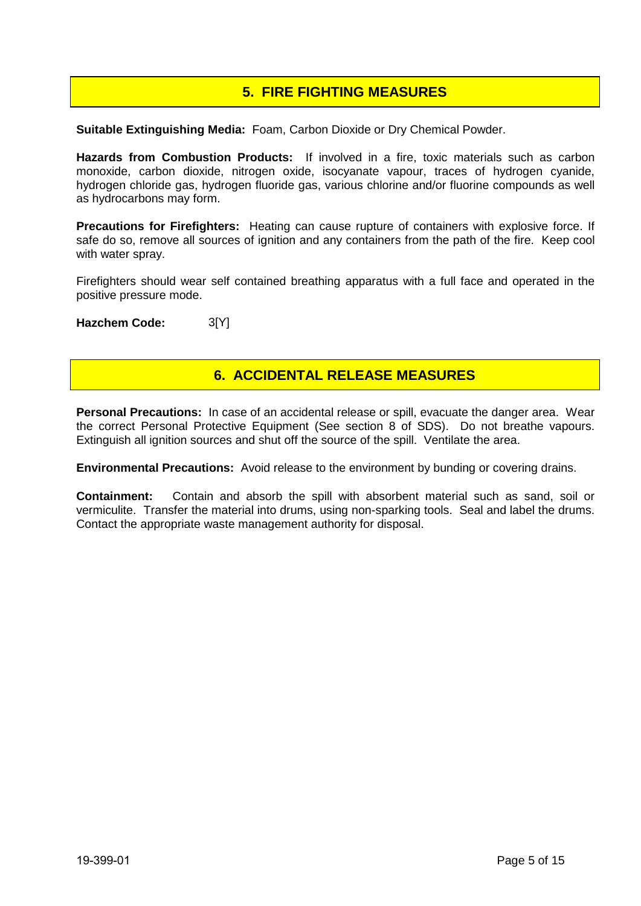## 5. FIRE FIGHTING MEASURES

**Suitable Extinguishing Media:** Foam, Carbon Dioxide or Dry Chemical Powder.

**Hazards from Combustion Products:** If involved in a fire, toxic materials such as carbon monoxide, carbon dioxide, nitrogen oxide, isocyanate vapour, traces of hydrogen cyanide, hydrogen chloride gas, hydrogen fluoride gas, various chlorine and/or fluorine compounds as well as hydrocarbons may form.

**Precautions for Firefighters:** Heating can cause rupture of containers with explosive force. If safe do so, remove all sources of ignition and any containers from the path of the fire. Keep cool with water spray.

Firefighters should wear self contained breathing apparatus with a full face and operated in the positive pressure mode.

**Hazchem Code:** 3[Y]

## 6. ACCIDENTAL RELEASE MEASURES

**Personal Precautions:** In case of an accidental release or spill, evacuate the danger area. Wear the correct Personal Protective Equipment (See section 8 of SDS). Do not breathe vapours. Extinguish all ignition sources and shut off the source of the spill. Ventilate the area.

**Environmental Precautions:** Avoid release to the environment by bunding or covering drains.

**Containment:** Contain and absorb the spill with absorbent material such as sand, soil or vermiculite. Transfer the material into drums, using non-sparking tools. Seal and label the drums. Contact the appropriate waste management authority for disposal.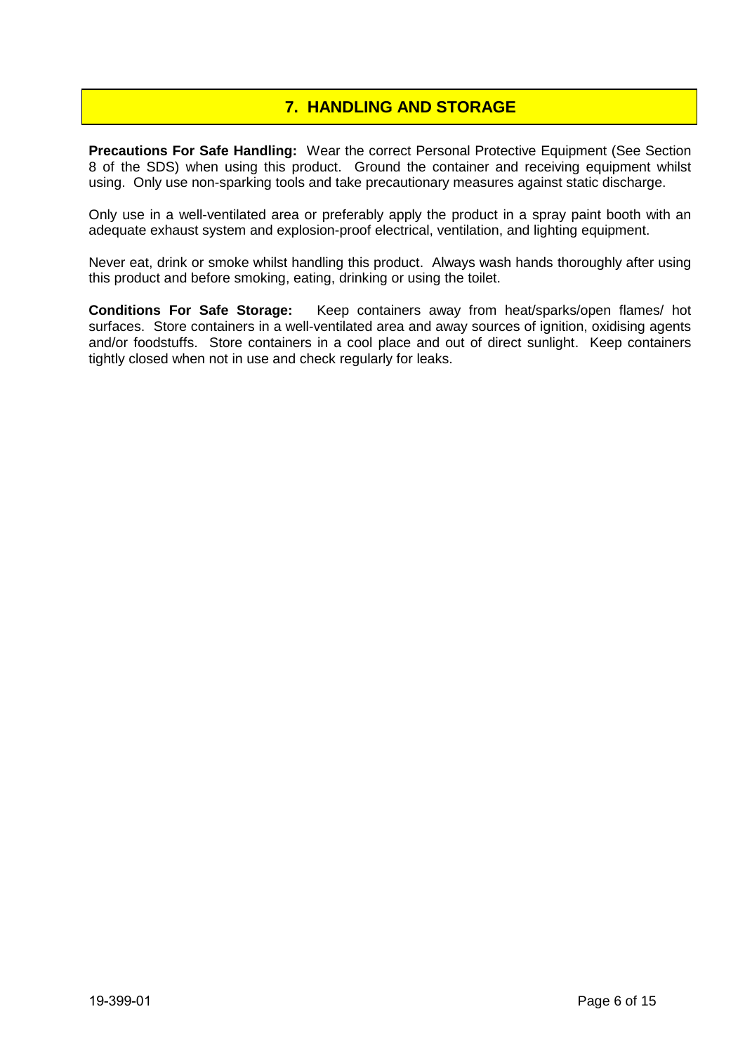## 7. HANDLING AND STORAGE

**Precautions For Safe Handling:** Wear the correct Personal Protective Equipment (See Section 8 of the SDS) when using this product. Ground the container and receiving equipment whilst using. Only use non-sparking tools and take precautionary measures against static discharge.

Only use in a well-ventilated area or preferably apply the product in a spray paint booth with an adequate exhaust system and explosion-proof electrical, ventilation, and lighting equipment.

Never eat, drink or smoke whilst handling this product. Always wash hands thoroughly after using this product and before smoking, eating, drinking or using the toilet.

**Conditions For Safe Storage:** Keep containers away from heat/sparks/open flames/ hot surfaces. Store containers in a well-ventilated area and away sources of ignition, oxidising agents and/or foodstuffs. Store containers in a cool place and out of direct sunlight. Keep containers tightly closed when not in use and check regularly for leaks.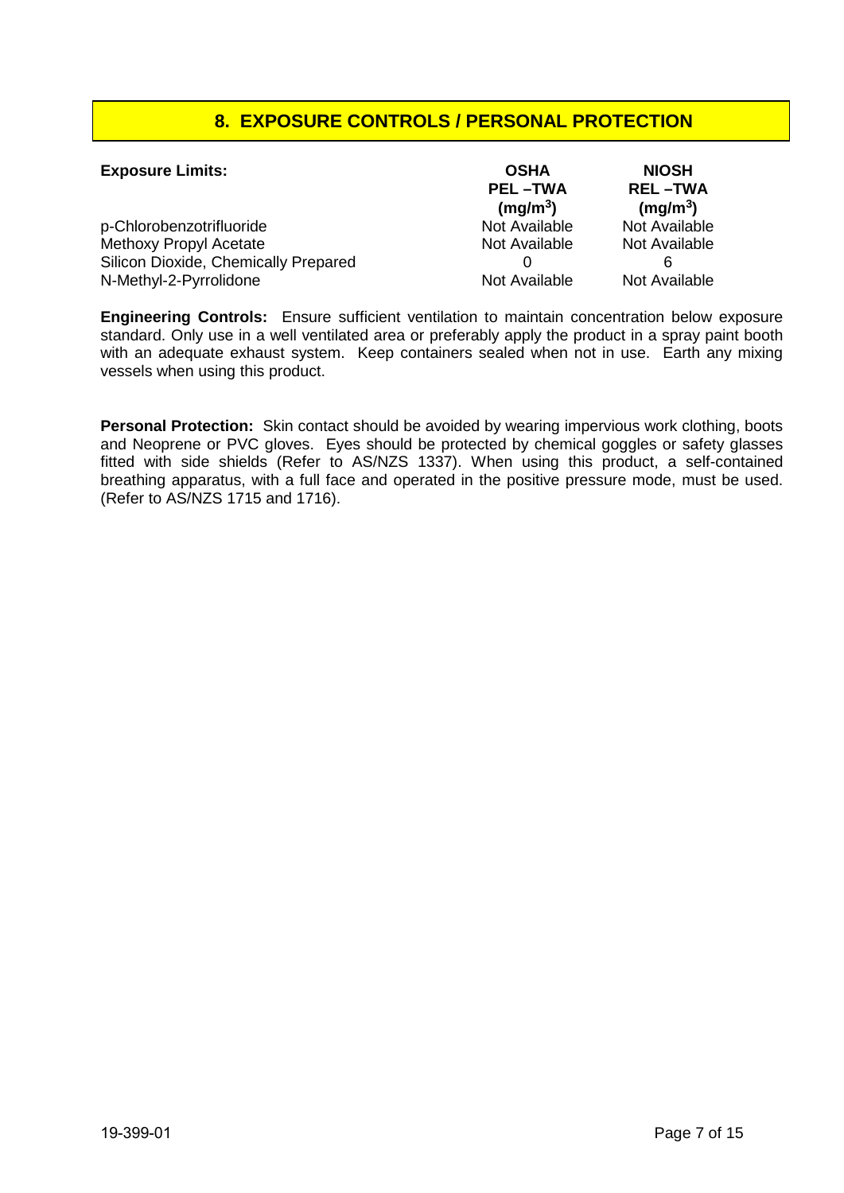## 8. EXPOSURE CONTROLS / PERSONAL PROTECTION

| **Exposure Limits:** | **OSHA PEL –TWA ($mg/m^3$)** | **NIOSH REL –TWA ($mg/m^3$)** |
|---|---|---|
| p-Chlorobenzotrifluoride | Not Available | Not Available |
| Methoxy Propyl Acetate | Not Available | Not Available |
| Silicon Dioxide, Chemically Prepared | 0 | 6 |
| N-Methyl-2-Pyrrolidone | Not Available | Not Available |

**Engineering Controls:** Ensure sufficient ventilation to maintain concentration below exposure standard. Only use in a well ventilated area or preferably apply the product in a spray paint booth with an adequate exhaust system. Keep containers sealed when not in use. Earth any mixing vessels when using this product.

**Personal Protection:** Skin contact should be avoided by wearing impervious work clothing, boots and Neoprene or PVC gloves. Eyes should be protected by chemical goggles or safety glasses fitted with side shields (Refer to AS/NZS 1337). When using this product, a self-contained breathing apparatus, with a full face and operated in the positive pressure mode, must be used. (Refer to AS/NZS 1715 and 1716).

19-399-01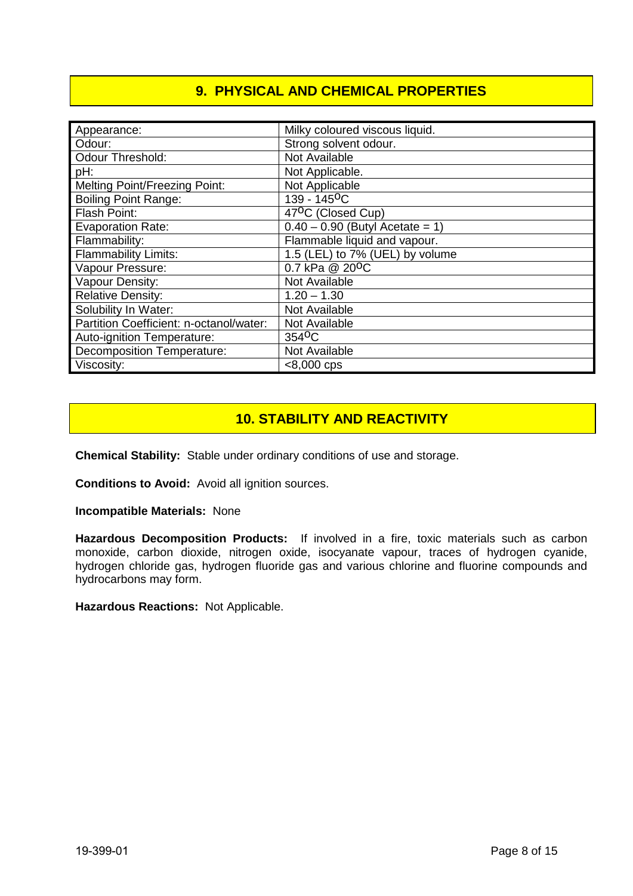## 9. PHYSICAL AND CHEMICAL PROPERTIES

| Property | Value |
|---|---|
| Appearance: | Milky coloured viscous liquid. |
| Odour: | Strong solvent odour. |
| Odour Threshold: | Not Available |
| pH: | Not Applicable. |
| Melting Point/Freezing Point: | Not Applicable |
| Boiling Point Range: | 139 - 145$^{o}$C |
| Flash Point: | 47$^{o}$C (Closed Cup) |
| Evaporation Rate: | 0.40 – 0.90 (Butyl Acetate = 1) |
| Flammability: | Flammable liquid and vapour. |
| Flammability Limits: | 1.5 (LEL) to 7% (UEL) by volume |
| Vapour Pressure: | 0.7 kPa @ 20$^{o}$C |
| Vapour Density: | Not Available |
| Relative Density: | 1.20 – 1.30 |
| Solubility In Water: | Not Available |
| Partition Coefficient: n-octanol/water: | Not Available |
| Auto-ignition Temperature: | 354$^{o}$C |
| Decomposition Temperature: | Not Available |
| Viscosity: | <8,000 cps |

## 10. STABILITY AND REACTIVITY

**Chemical Stability:** Stable under ordinary conditions of use and storage.

**Conditions to Avoid:** Avoid all ignition sources.

**Incompatible Materials:** None

**Hazardous Decomposition Products:** If involved in a fire, toxic materials such as carbon monoxide, carbon dioxide, nitrogen oxide, isocyanate vapour, traces of hydrogen cyanide, hydrogen chloride gas, hydrogen fluoride gas and various chlorine and fluorine compounds and hydrocarbons may form.

**Hazardous Reactions:** Not Applicable.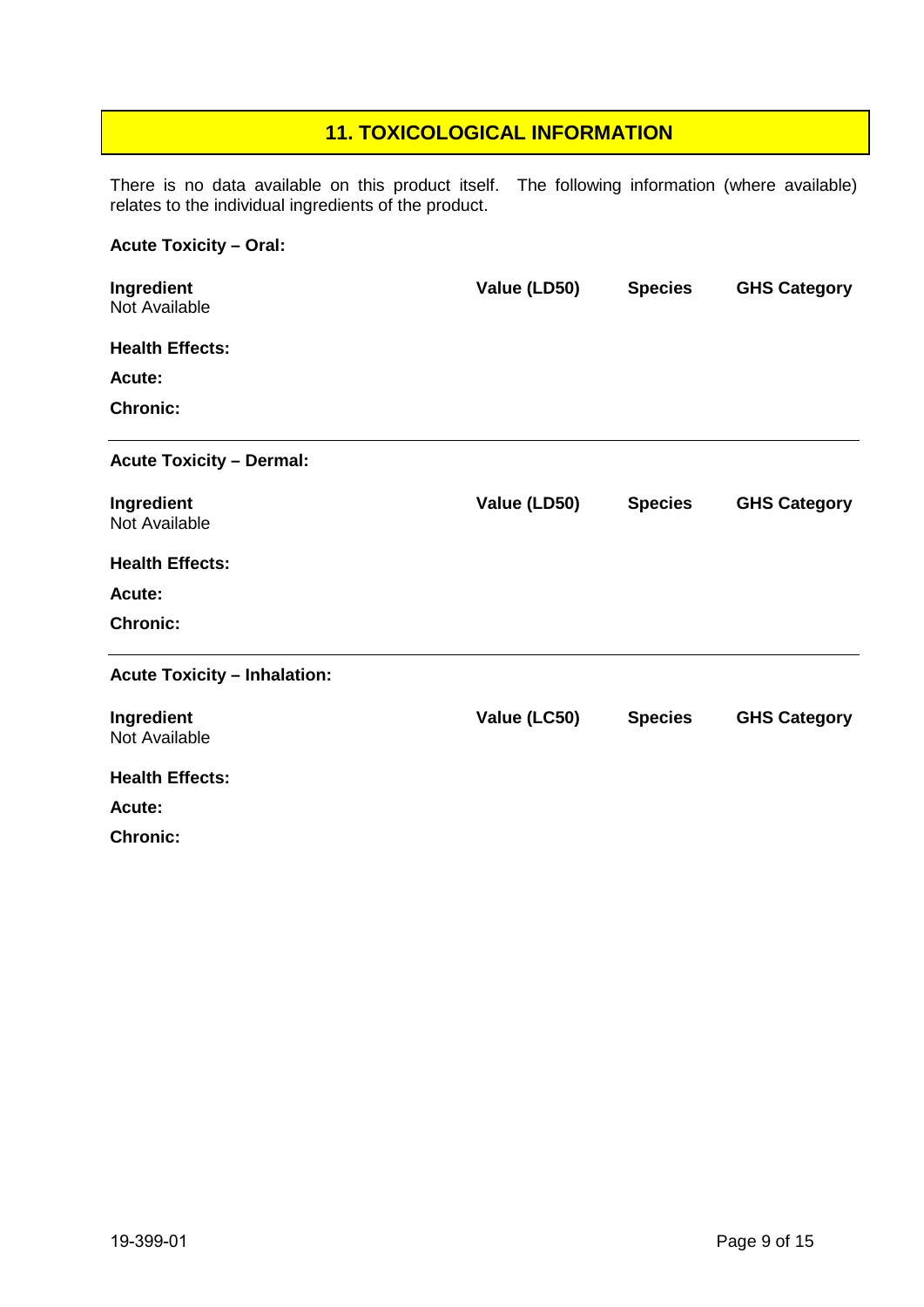## 11. TOXICOLOGICAL INFORMATION

There is no data available on this product itself. The following information (where available) relates to the individual ingredients of the product.

**Acute Toxicity – Oral:**

| Ingredient | Value (LD50) | Species | GHS Category |
|---|---|---|---|
| Not Available | | | |

**Health Effects:**

**Acute:**

**Chronic:**

---

**Acute Toxicity – Dermal:**

| Ingredient | Value (LD50) | Species | GHS Category |
|---|---|---|---|
| Not Available | | | |

**Health Effects:**

**Acute:**

**Chronic:**

---

**Acute Toxicity – Inhalation:**

| Ingredient | Value (LC50) | Species | GHS Category |
|---|---|---|---|
| Not Available | | | |

**Health Effects:**

**Acute:**

**Chronic:**

19-399-01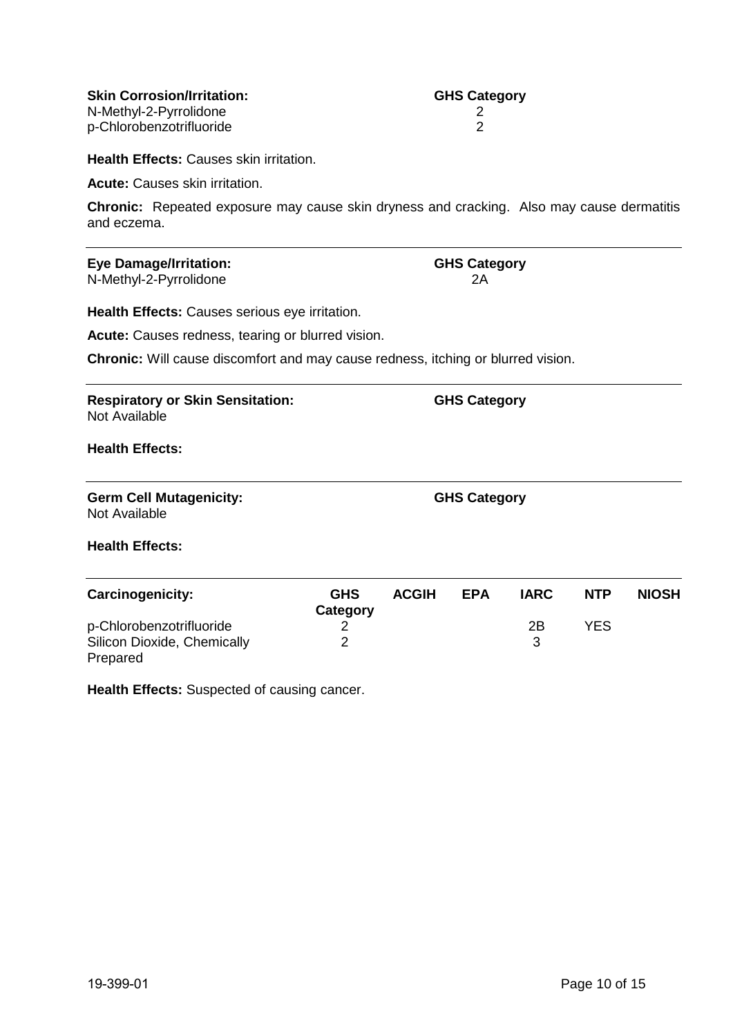| **Skin Corrosion/Irritation:** | **GHS Category** |
|---|---|
| N-Methyl-2-Pyrrolidone | 2 |
| p-Chlorobenzotrifluoride | 2 |

**Health Effects:** Causes skin irritation.

**Acute:** Causes skin irritation.

**Chronic:** Repeated exposure may cause skin dryness and cracking. Also may cause dermatitis and eczema.

---

| **Eye Damage/Irritation:** | **GHS Category** |
|---|---|
| N-Methyl-2-Pyrrolidone | 2A |

**Health Effects:** Causes serious eye irritation.

**Acute:** Causes redness, tearing or blurred vision.

**Chronic:** Will cause discomfort and may cause redness, itching or blurred vision.

---

| **Respiratory or Skin Sensitation:** | **GHS Category** |
|---|---|
| Not Available | |

**Health Effects:**

---

| **Germ Cell Mutagenicity:** | **GHS Category** |
|---|---|
| Not Available | |

**Health Effects:**

---

| **Carcinogenicity:** | **GHS Category** | **ACGIH** | **EPA** | **IARC** | **NTP** | **NIOSH** |
|---|---|---|---|---|---|---|
| p-Chlorobenzotrifluoride | 2 | | | 2B | YES | |
| Silicon Dioxide, Chemically Prepared | 2 | | | 3 | | |

**Health Effects:** Suspected of causing cancer.

19-399-01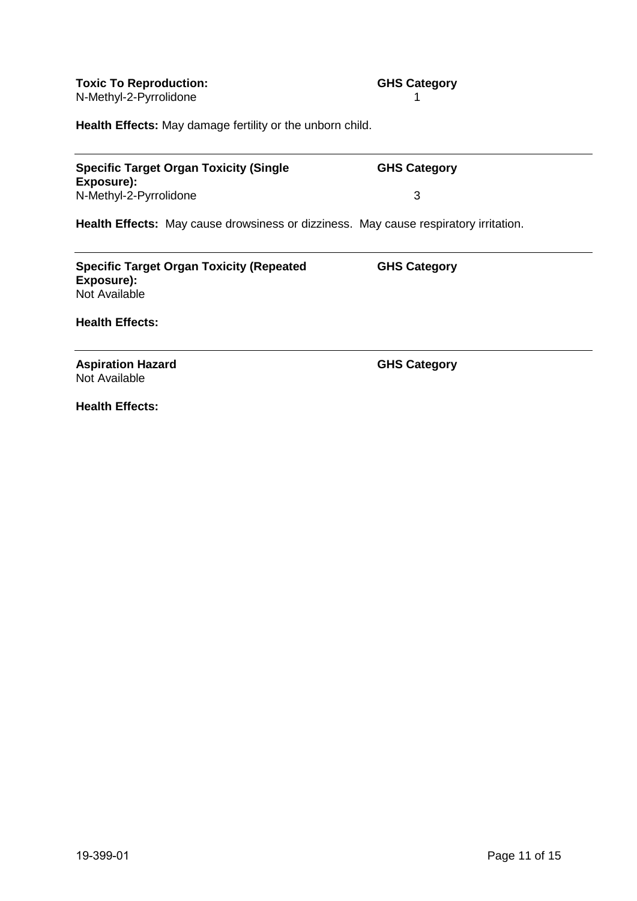| **Toxic To Reproduction:** | **GHS Category** |
|---|---|
| N-Methyl-2-Pyrrolidone | 1 |

**Health Effects:** May damage fertility or the unborn child.

---

| **Specific Target Organ Toxicity (Single Exposure):** | **GHS Category** |
|---|---|
| N-Methyl-2-Pyrrolidone | 3 |

**Health Effects:** May cause drowsiness or dizziness. May cause respiratory irritation.

---

| **Specific Target Organ Toxicity (Repeated Exposure):** | **GHS Category** |
|---|---|
| Not Available | |

**Health Effects:**

---

| **Aspiration Hazard** | **GHS Category** |
|---|---|
| Not Available | |

**Health Effects:**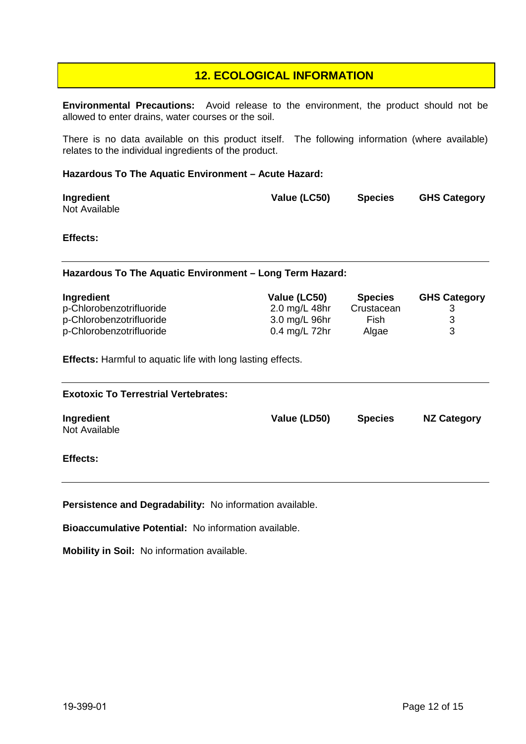## 12. ECOLOGICAL INFORMATION

**Environmental Precautions:** Avoid release to the environment, the product should not be allowed to enter drains, water courses or the soil.

There is no data available on this product itself. The following information (where available) relates to the individual ingredients of the product.

**Hazardous To The Aquatic Environment – Acute Hazard:**

| Ingredient | Value (LC50) | Species | GHS Category |
|---|---|---|---|
| Not Available | | | |

**Effects:**

---

**Hazardous To The Aquatic Environment – Long Term Hazard:**

| Ingredient | Value (LC50) | Species | GHS Category |
|---|---|---|---|
| p-Chlorobenzotrifluoride | 2.0 mg/L 48hr | Crustacean | 3 |
| p-Chlorobenzotrifluoride | 3.0 mg/L 96hr | Fish | 3 |
| p-Chlorobenzotrifluoride | 0.4 mg/L 72hr | Algae | 3 |

**Effects:** Harmful to aquatic life with long lasting effects.

---

**Exotoxic To Terrestrial Vertebrates:**

| Ingredient | Value (LD50) | Species | NZ Category |
|---|---|---|---|
| Not Available | | | |

**Effects:**

---

**Persistence and Degradability:** No information available.

**Bioaccumulative Potential:** No information available.

**Mobility in Soil:** No information available.

19-399-01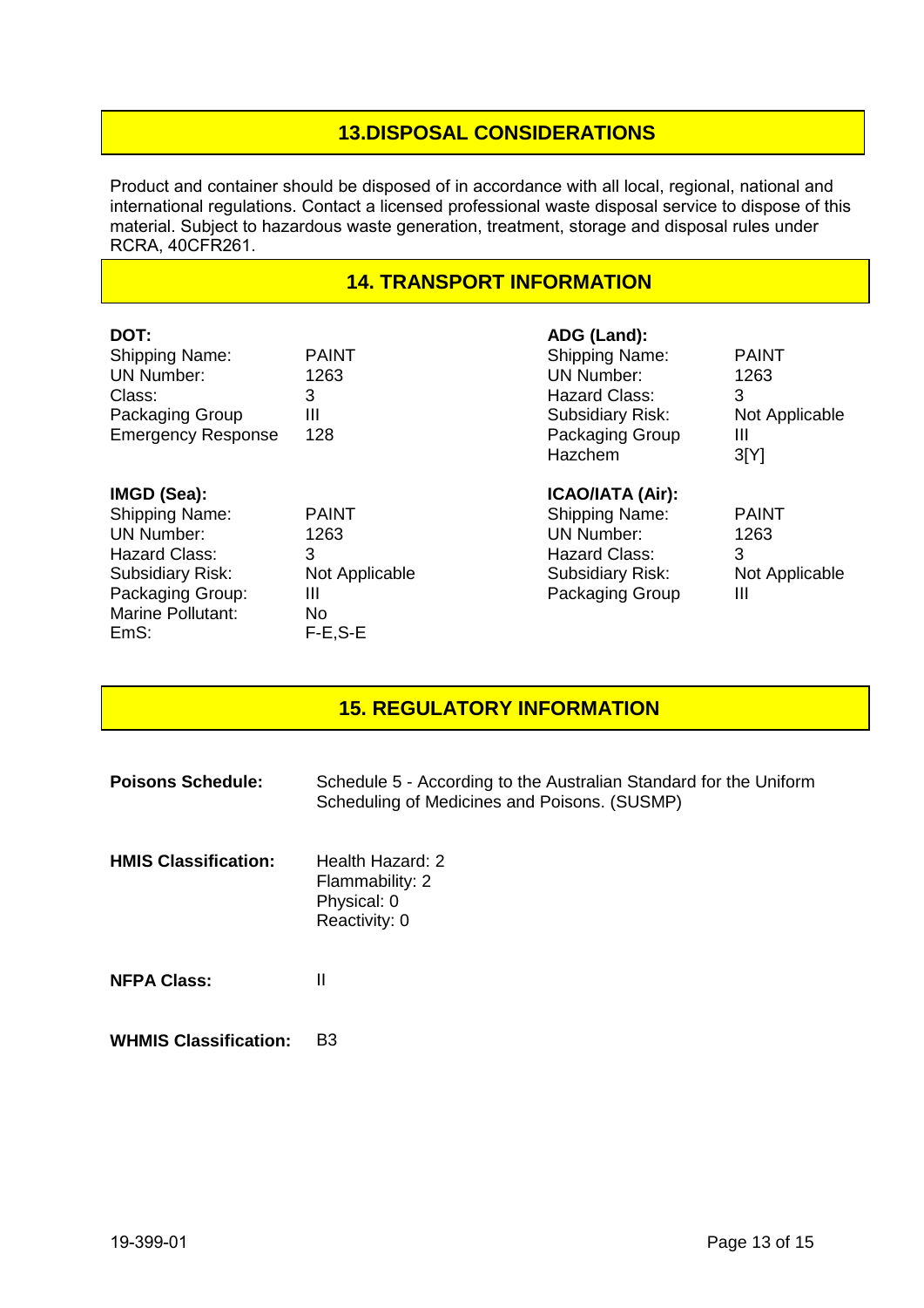## 13.DISPOSAL CONSIDERATIONS

Product and container should be disposed of in accordance with all local, regional, national and international regulations. Contact a licensed professional waste disposal service to dispose of this material. Subject to hazardous waste generation, treatment, storage and disposal rules under RCRA, 40CFR261.

## 14. TRANSPORT INFORMATION

**DOT:**

| | |
|---|---|
| Shipping Name: | PAINT |
| UN Number: | 1263 |
| Class: | 3 |
| Packaging Group | III |
| Emergency Response | 128 |

**IMGD (Sea):**

| | |
|---|---|
| Shipping Name: | PAINT |
| UN Number: | 1263 |
| Hazard Class: | 3 |
| Subsidiary Risk: | Not Applicable |
| Packaging Group: | III |
| Marine Pollutant: | No |
| EmS: | F-E,S-E |

**ADG (Land):**

| | |
|---|---|
| Shipping Name: | PAINT |
| UN Number: | 1263 |
| Hazard Class: | 3 |
| Subsidiary Risk: | Not Applicable |
| Packaging Group | III |
| Hazchem | 3[Y] |

**ICAO/IATA (Air):**

| | |
|---|---|
| Shipping Name: | PAINT |
| UN Number: | 1263 |
| Hazard Class: | 3 |
| Subsidiary Risk: | Not Applicable |
| Packaging Group | III |

## 15. REGULATORY INFORMATION

**Poisons Schedule:** Schedule 5 - According to the Australian Standard for the Uniform Scheduling of Medicines and Poisons. (SUSMP)

**HMIS Classification:**
Health Hazard: 2
Flammability: 2
Physical: 0
Reactivity: 0

**NFPA Class:** II

**WHMIS Classification:** B3

19-399-01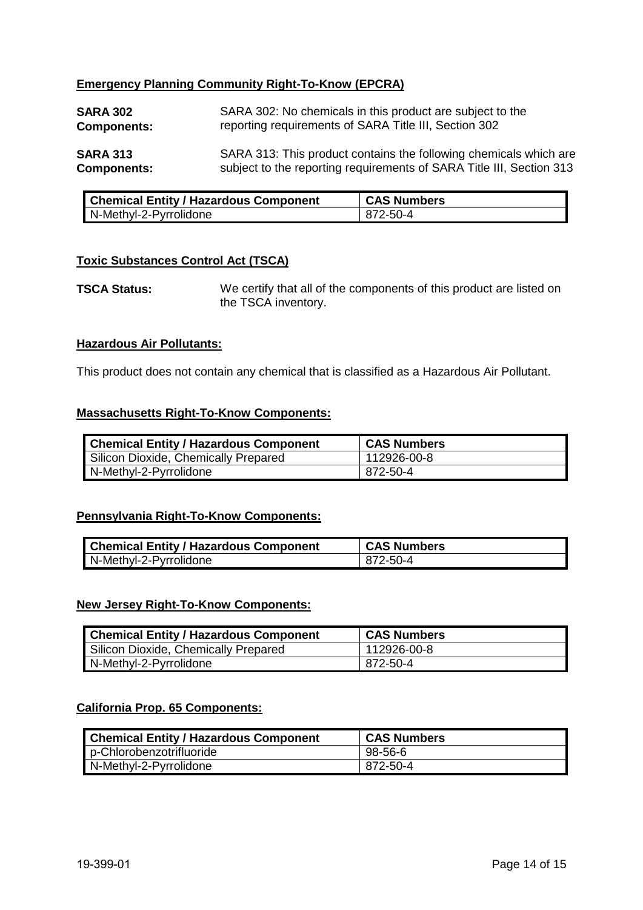## Emergency Planning Community Right-To-Know (EPCRA)

**SARA 302 Components:** SARA 302: No chemicals in this product are subject to the reporting requirements of SARA Title III, Section 302

**SARA 313 Components:** SARA 313: This product contains the following chemicals which are subject to the reporting requirements of SARA Title III, Section 313

| Chemical Entity / Hazardous Component | CAS Numbers |
| --- | --- |
| N-Methyl-2-Pyrrolidone | 872-50-4 |

## Toxic Substances Control Act (TSCA)

**TSCA Status:** We certify that all of the components of this product are listed on the TSCA inventory.

## Hazardous Air Pollutants:

This product does not contain any chemical that is classified as a Hazardous Air Pollutant.

## Massachusetts Right-To-Know Components:

| Chemical Entity / Hazardous Component | CAS Numbers |
| --- | --- |
| Silicon Dioxide, Chemically Prepared | 112926-00-8 |
| N-Methyl-2-Pyrrolidone | 872-50-4 |

## Pennsylvania Right-To-Know Components:

| Chemical Entity / Hazardous Component | CAS Numbers |
| --- | --- |
| N-Methyl-2-Pyrrolidone | 872-50-4 |

## New Jersey Right-To-Know Components:

| Chemical Entity / Hazardous Component | CAS Numbers |
| --- | --- |
| Silicon Dioxide, Chemically Prepared | 112926-00-8 |
| N-Methyl-2-Pyrrolidone | 872-50-4 |

## California Prop. 65 Components:

| Chemical Entity / Hazardous Component | CAS Numbers |
| --- | --- |
| p-Chlorobenzotrifluoride | 98-56-6 |
| N-Methyl-2-Pyrrolidone | 872-50-4 |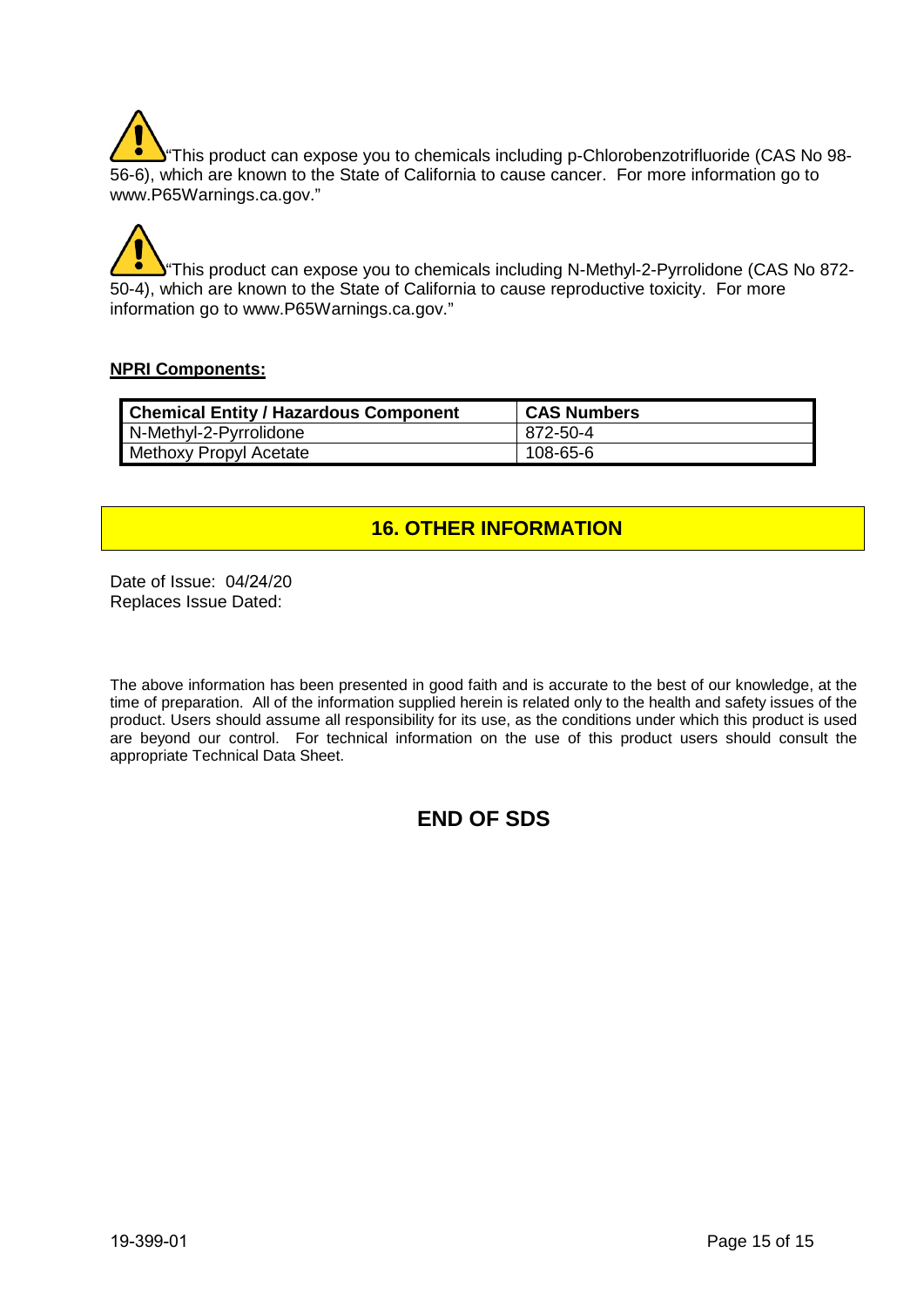"This product can expose you to chemicals including p-Chlorobenzotrifluoride (CAS No 98-56-6), which are known to the State of California to cause cancer. For more information go to www.P65Warnings.ca.gov."

"This product can expose you to chemicals including N-Methyl-2-Pyrrolidone (CAS No 872-50-4), which are known to the State of California to cause reproductive toxicity. For more information go to www.P65Warnings.ca.gov."

**NPRI Components:**

| Chemical Entity / Hazardous Component | CAS Numbers |
|---|---|
| N-Methyl-2-Pyrrolidone | 872-50-4 |
| Methoxy Propyl Acetate | 108-65-6 |

## 16. OTHER INFORMATION

Date of Issue: 04/24/20
Replaces Issue Dated:

The above information has been presented in good faith and is accurate to the best of our knowledge, at the time of preparation. All of the information supplied herein is related only to the health and safety issues of the product. Users should assume all responsibility for its use, as the conditions under which this product is used are beyond our control. For technical information on the use of this product users should consult the appropriate Technical Data Sheet.

## END OF SDS

19-399-01